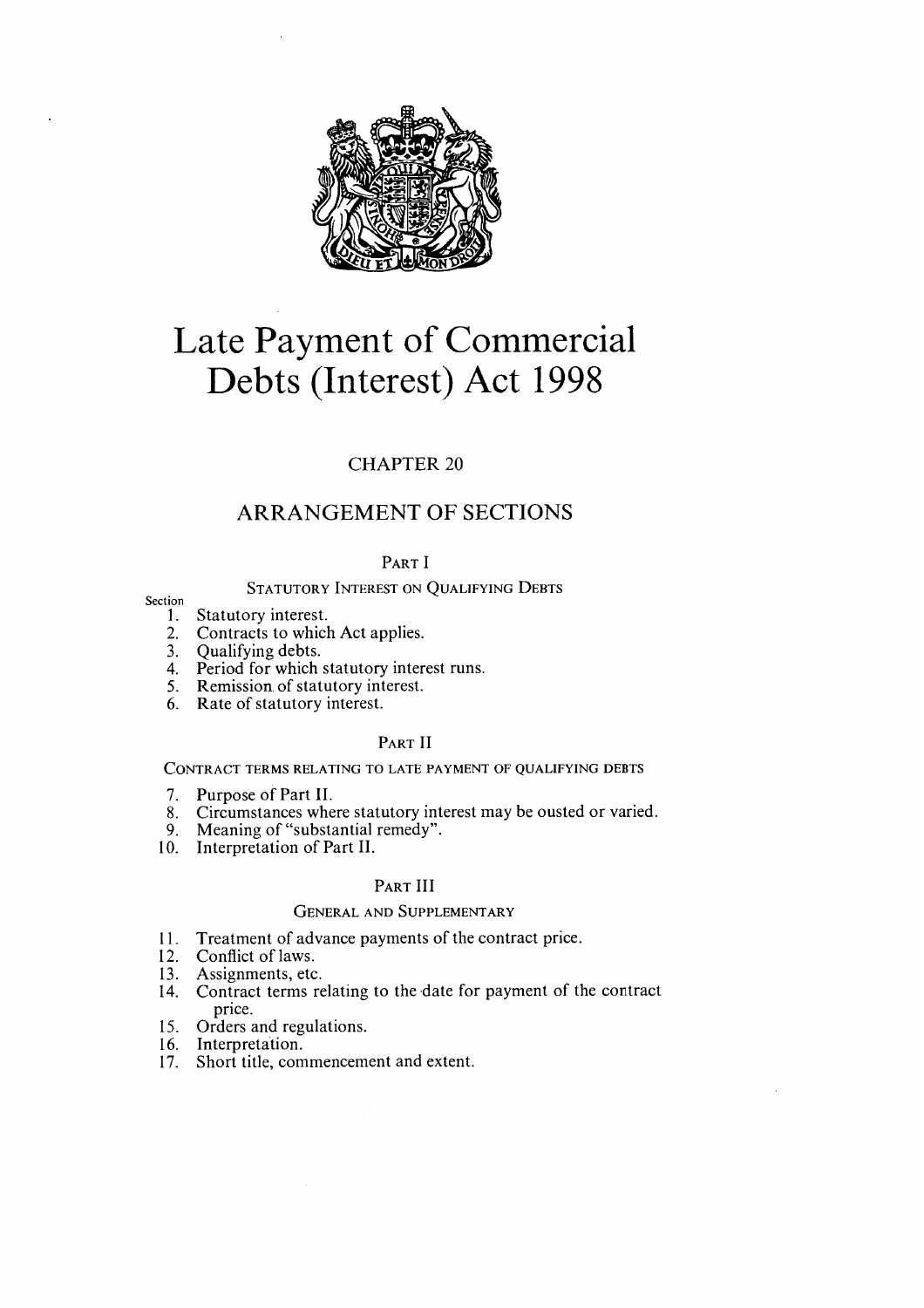# Late Payment of Commercial Debts (Interest) Act 1998

## CHAPTER 20

## ARRANGEMENT OF SECTIONS

### PART I

#### STATUTORY INTEREST ON QUALIFYING DEBTS

Section

1. Statutory interest.
2. Contracts to which Act applies.
3. Qualifying debts.
4. Period for which statutory interest runs.
5. Remission of statutory interest.
6. Rate of statutory interest.

### PART II

#### CONTRACT TERMS RELATING TO LATE PAYMENT OF QUALIFYING DEBTS

7. Purpose of Part II.
8. Circumstances where statutory interest may be ousted or varied.
9. Meaning of "substantial remedy".
10. Interpretation of Part II.

### PART III

#### GENERAL AND SUPPLEMENTARY

11. Treatment of advance payments of the contract price.
12. Conflict of laws.
13. Assignments, etc.
14. Contract terms relating to the date for payment of the contract price.
15. Orders and regulations.
16. Interpretation.
17. Short title, commencement and extent.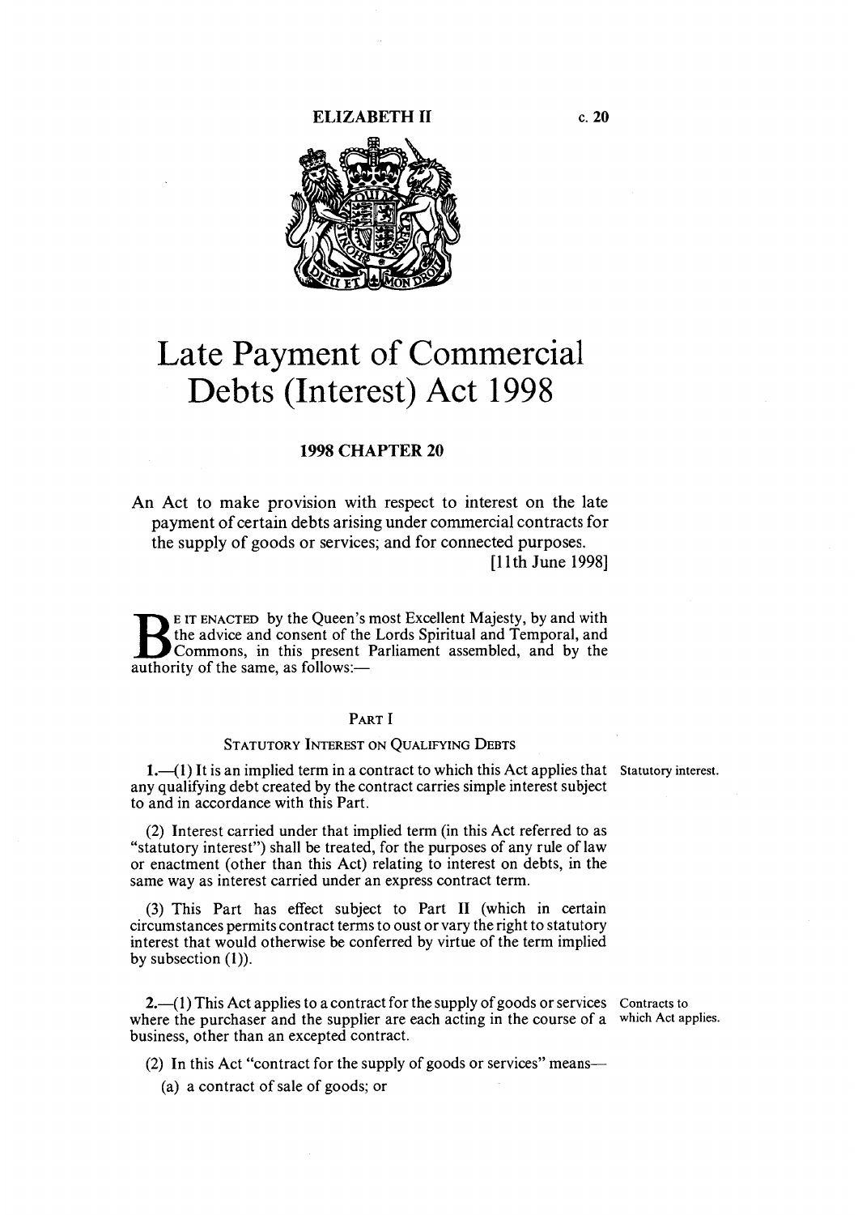ELIZABETH II c. 20

# Late Payment of Commercial Debts (Interest) Act 1998

## 1998 CHAPTER 20

An Act to make provision with respect to interest on the late payment of certain debts arising under commercial contracts for the supply of goods or services; and for connected purposes.

[11th June 1998]

BE IT ENACTED by the Queen's most Excellent Majesty, by and with the advice and consent of the Lords Spiritual and Temporal, and Commons, in this present Parliament assembled, and by the authority of the same, as follows:—

### PART I

#### STATUTORY INTEREST ON QUALIFYING DEBTS

*Statutory interest.*

**1.**—(1) It is an implied term in a contract to which this Act applies that any qualifying debt created by the contract carries simple interest subject to and in accordance with this Part.

(2) Interest carried under that implied term (in this Act referred to as "statutory interest") shall be treated, for the purposes of any rule of law or enactment (other than this Act) relating to interest on debts, in the same way as interest carried under an express contract term.

(3) This Part has effect subject to Part II (which in certain circumstances permits contract terms to oust or vary the right to statutory interest that would otherwise be conferred by virtue of the term implied by subsection (1)).

*Contracts to which Act applies.*

**2.**—(1) This Act applies to a contract for the supply of goods or services where the purchaser and the supplier are each acting in the course of a business, other than an excepted contract.

(2) In this Act "contract for the supply of goods or services" means—

(a) a contract of sale of goods; or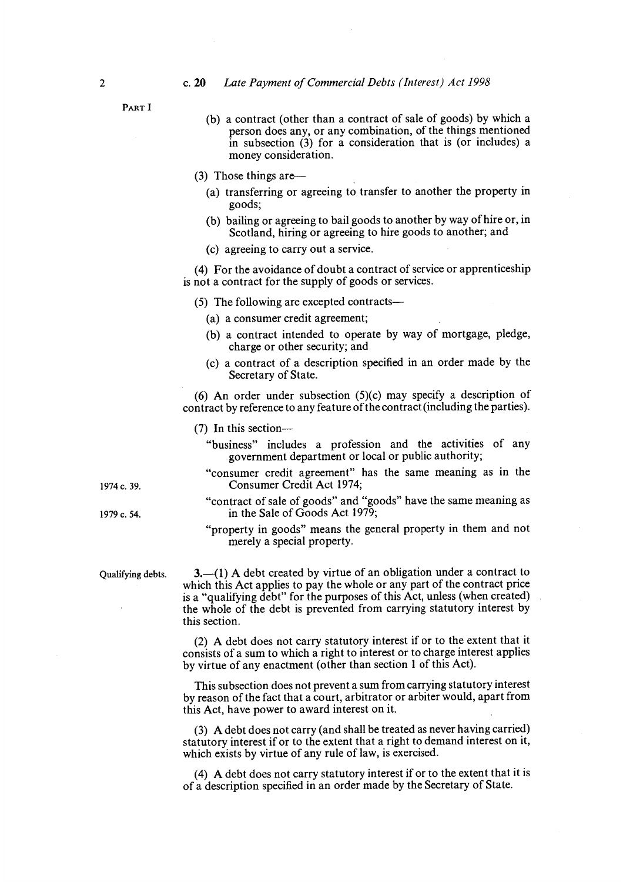(b) a contract (other than a contract of sale of goods) by which a person does any, or any combination, of the things mentioned in subsection (3) for a consideration that is (or includes) a money consideration.

(3) Those things are—

(a) transferring or agreeing to transfer to another the property in goods;

(b) bailing or agreeing to bail goods to another by way of hire or, in Scotland, hiring or agreeing to hire goods to another; and

(c) agreeing to carry out a service.

(4) For the avoidance of doubt a contract of service or apprenticeship is not a contract for the supply of goods or services.

(5) The following are excepted contracts—

(a) a consumer credit agreement;

(b) a contract intended to operate by way of mortgage, pledge, charge or other security; and

(c) a contract of a description specified in an order made by the Secretary of State.

(6) An order under subsection (5)(c) may specify a description of contract by reference to any feature of the contract (including the parties).

(7) In this section—

"business" includes a profession and the activities of any government department or local or public authority;

"consumer credit agreement" has the same meaning as in the Consumer Credit Act 1974; (1974 c. 39.)

"contract of sale of goods" and "goods" have the same meaning as in the Sale of Goods Act 1979; (1979 c. 54.)

"property in goods" means the general property in them and not merely a special property.

**Qualifying debts.**

**3.**—(1) A debt created by virtue of an obligation under a contract to which this Act applies to pay the whole or any part of the contract price is a "qualifying debt" for the purposes of this Act, unless (when created) the whole of the debt is prevented from carrying statutory interest by this section.

(2) A debt does not carry statutory interest if or to the extent that it consists of a sum to which a right to interest or to charge interest applies by virtue of any enactment (other than section 1 of this Act).

This subsection does not prevent a sum from carrying statutory interest by reason of the fact that a court, arbitrator or arbiter would, apart from this Act, have power to award interest on it.

(3) A debt does not carry (and shall be treated as never having carried) statutory interest if or to the extent that a right to demand interest on it, which exists by virtue of any rule of law, is exercised.

(4) A debt does not carry statutory interest if or to the extent that it is of a description specified in an order made by the Secretary of State.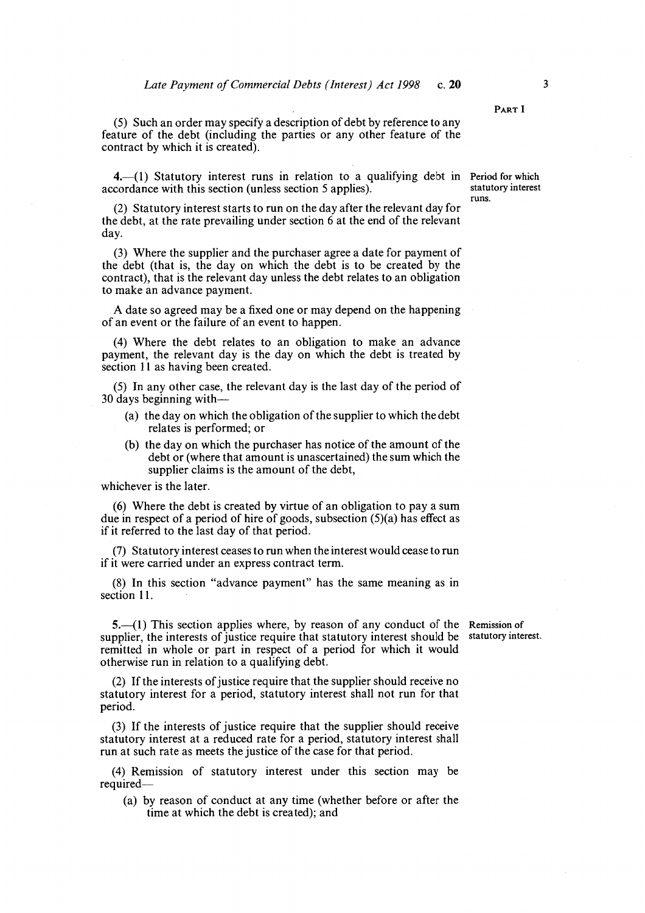(5) Such an order may specify a description of debt by reference to any feature of the debt (including the parties or any other feature of the contract by which it is created).

**Period for which statutory interest runs.**

**4.**—(1) Statutory interest runs in relation to a qualifying debt in accordance with this section (unless section 5 applies).

(2) Statutory interest starts to run on the day after the relevant day for the debt, at the rate prevailing under section 6 at the end of the relevant day.

(3) Where the supplier and the purchaser agree a date for payment of the debt (that is, the day on which the debt is to be created by the contract), that is the relevant day unless the debt relates to an obligation to make an advance payment.

A date so agreed may be a fixed one or may depend on the happening of an event or the failure of an event to happen.

(4) Where the debt relates to an obligation to make an advance payment, the relevant day is the day on which the debt is treated by section 11 as having been created.

(5) In any other case, the relevant day is the last day of the period of 30 days beginning with—

- (a) the day on which the obligation of the supplier to which the debt relates is performed; or
- (b) the day on which the purchaser has notice of the amount of the debt or (where that amount is unascertained) the sum which the supplier claims is the amount of the debt,

whichever is the later.

(6) Where the debt is created by virtue of an obligation to pay a sum due in respect of a period of hire of goods, subsection (5)(a) has effect as if it referred to the last day of that period.

(7) Statutory interest ceases to run when the interest would cease to run if it were carried under an express contract term.

(8) In this section "advance payment" has the same meaning as in section 11.

**Remission of statutory interest.**

**5.**—(1) This section applies where, by reason of any conduct of the supplier, the interests of justice require that statutory interest should be remitted in whole or part in respect of a period for which it would otherwise run in relation to a qualifying debt.

(2) If the interests of justice require that the supplier should receive no statutory interest for a period, statutory interest shall not run for that period.

(3) If the interests of justice require that the supplier should receive statutory interest at a reduced rate for a period, statutory interest shall run at such rate as meets the justice of the case for that period.

(4) Remission of statutory interest under this section may be required—

- (a) by reason of conduct at any time (whether before or after the time at which the debt is created); and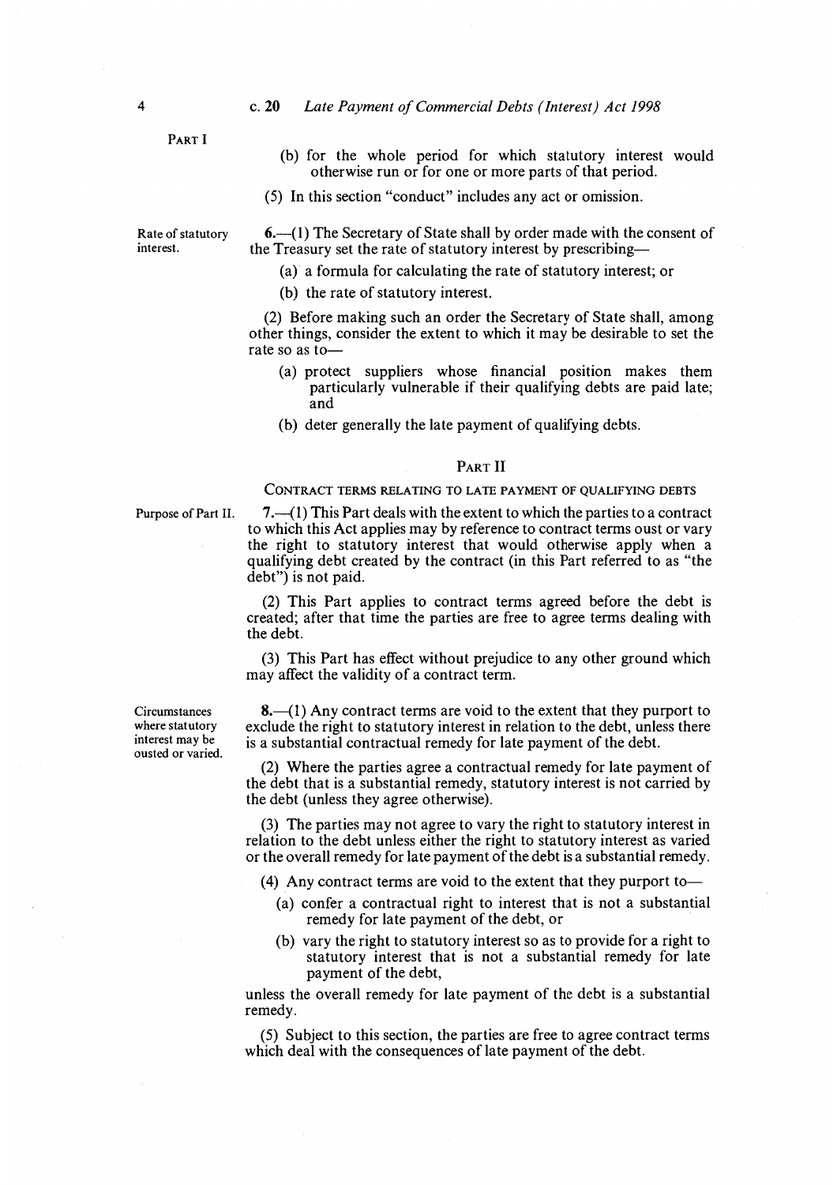(b) for the whole period for which statutory interest would otherwise run or for one or more parts of that period.

(5) In this section "conduct" includes any act or omission.

Rate of statutory interest.

**6.**—(1) The Secretary of State shall by order made with the consent of the Treasury set the rate of statutory interest by prescribing—

(a) a formula for calculating the rate of statutory interest; or

(b) the rate of statutory interest.

(2) Before making such an order the Secretary of State shall, among other things, consider the extent to which it may be desirable to set the rate so as to—

(a) protect suppliers whose financial position makes them particularly vulnerable if their qualifying debts are paid late; and

(b) deter generally the late payment of qualifying debts.

## PART II

### CONTRACT TERMS RELATING TO LATE PAYMENT OF QUALIFYING DEBTS

Purpose of Part II.

**7.**—(1) This Part deals with the extent to which the parties to a contract to which this Act applies may by reference to contract terms oust or vary the right to statutory interest that would otherwise apply when a qualifying debt created by the contract (in this Part referred to as "the debt") is not paid.

(2) This Part applies to contract terms agreed before the debt is created; after that time the parties are free to agree terms dealing with the debt.

(3) This Part has effect without prejudice to any other ground which may affect the validity of a contract term.

Circumstances where statutory interest may be ousted or varied.

**8.**—(1) Any contract terms are void to the extent that they purport to exclude the right to statutory interest in relation to the debt, unless there is a substantial contractual remedy for late payment of the debt.

(2) Where the parties agree a contractual remedy for late payment of the debt that is a substantial remedy, statutory interest is not carried by the debt (unless they agree otherwise).

(3) The parties may not agree to vary the right to statutory interest in relation to the debt unless either the right to statutory interest as varied or the overall remedy for late payment of the debt is a substantial remedy.

(4) Any contract terms are void to the extent that they purport to—

(a) confer a contractual right to interest that is not a substantial remedy for late payment of the debt, or

(b) vary the right to statutory interest so as to provide for a right to statutory interest that is not a substantial remedy for late payment of the debt,

unless the overall remedy for late payment of the debt is a substantial remedy.

(5) Subject to this section, the parties are free to agree contract terms which deal with the consequences of late payment of the debt.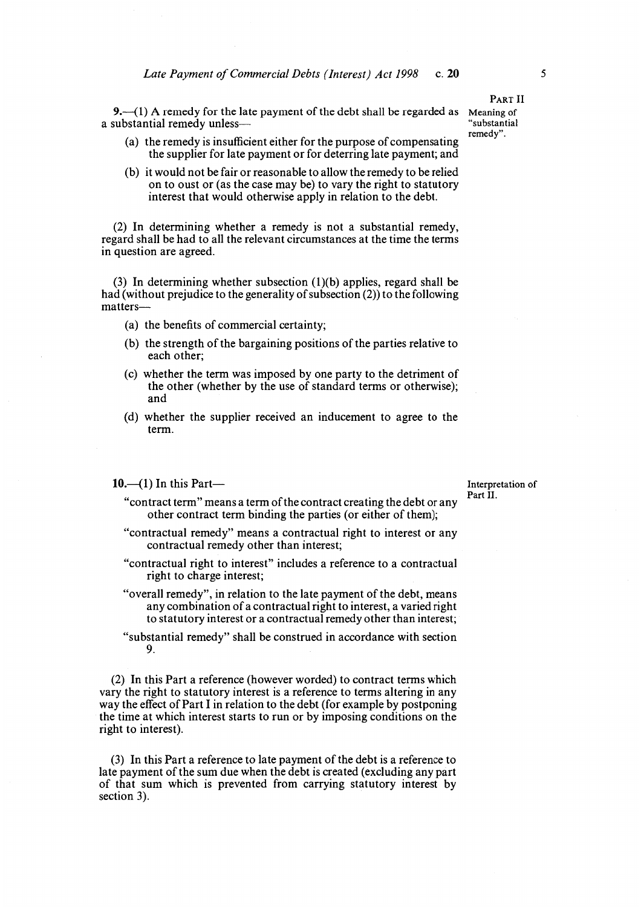PART II

**9.**—(1) A remedy for the late payment of the debt shall be regarded as a substantial remedy unless—

Meaning of "substantial remedy".

(a) the remedy is insufficient either for the purpose of compensating the supplier for late payment or for deterring late payment; and

(b) it would not be fair or reasonable to allow the remedy to be relied on to oust or (as the case may be) to vary the right to statutory interest that would otherwise apply in relation to the debt.

(2) In determining whether a remedy is not a substantial remedy, regard shall be had to all the relevant circumstances at the time the terms in question are agreed.

(3) In determining whether subsection (1)(b) applies, regard shall be had (without prejudice to the generality of subsection (2)) to the following matters—

(a) the benefits of commercial certainty;

(b) the strength of the bargaining positions of the parties relative to each other;

(c) whether the term was imposed by one party to the detriment of the other (whether by the use of standard terms or otherwise); and

(d) whether the supplier received an inducement to agree to the term.

**10.**—(1) In this Part—

Interpretation of Part II.

"contract term" means a term of the contract creating the debt or any other contract term binding the parties (or either of them);

"contractual remedy" means a contractual right to interest or any contractual remedy other than interest;

"contractual right to interest" includes a reference to a contractual right to charge interest;

"overall remedy", in relation to the late payment of the debt, means any combination of a contractual right to interest, a varied right to statutory interest or a contractual remedy other than interest;

"substantial remedy" shall be construed in accordance with section 9.

(2) In this Part a reference (however worded) to contract terms which vary the right to statutory interest is a reference to terms altering in any way the effect of Part I in relation to the debt (for example by postponing the time at which interest starts to run or by imposing conditions on the right to interest).

(3) In this Part a reference to late payment of the debt is a reference to late payment of the sum due when the debt is created (excluding any part of that sum which is prevented from carrying statutory interest by section 3).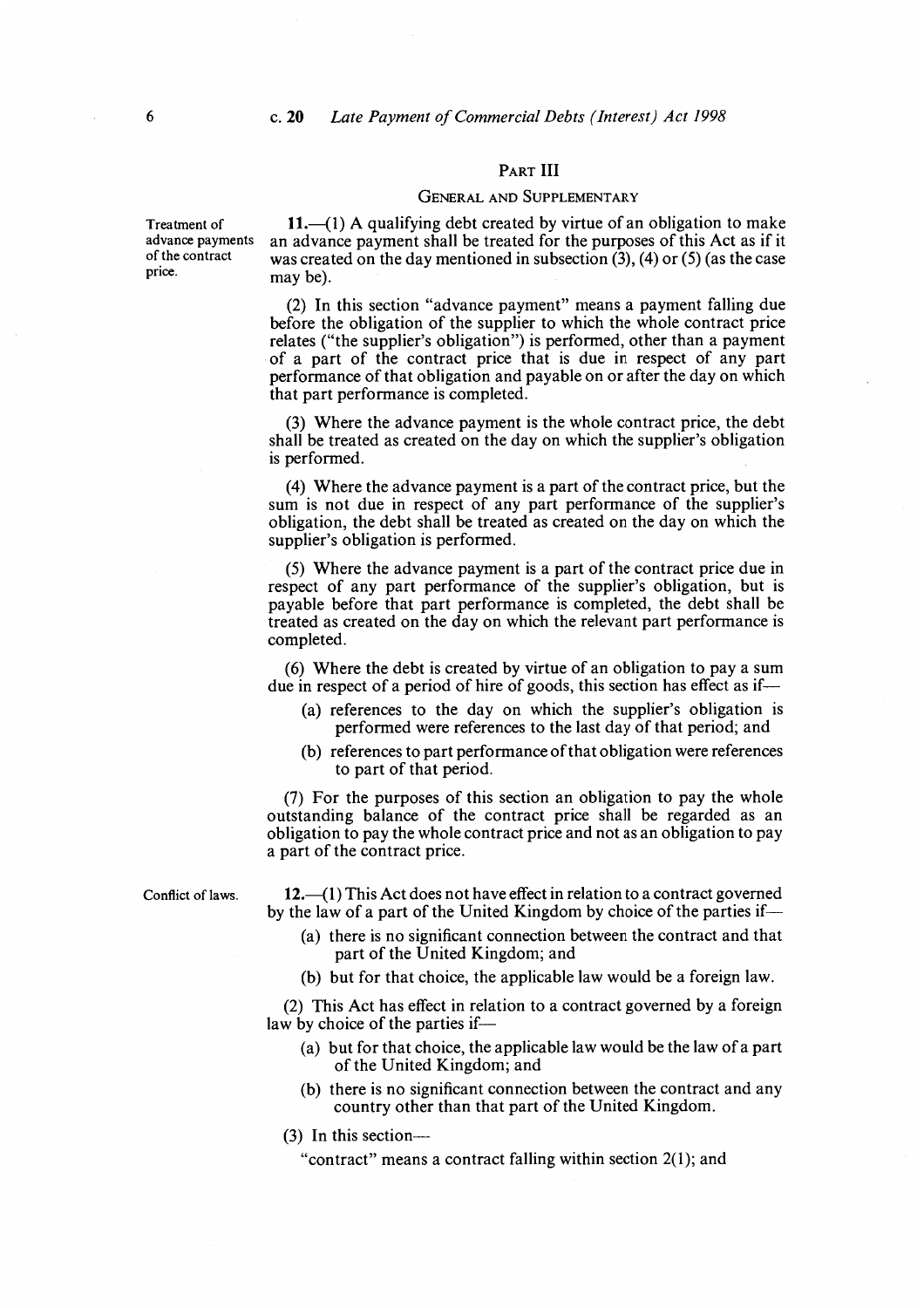## PART III

### GENERAL AND SUPPLEMENTARY

Treatment of advance payments of the contract price.

**11.**—(1) A qualifying debt created by virtue of an obligation to make an advance payment shall be treated for the purposes of this Act as if it was created on the day mentioned in subsection (3), (4) or (5) (as the case may be).

(2) In this section "advance payment" means a payment falling due before the obligation of the supplier to which the whole contract price relates ("the supplier's obligation") is performed, other than a payment of a part of the contract price that is due in respect of any part performance of that obligation and payable on or after the day on which that part performance is completed.

(3) Where the advance payment is the whole contract price, the debt shall be treated as created on the day on which the supplier's obligation is performed.

(4) Where the advance payment is a part of the contract price, but the sum is not due in respect of any part performance of the supplier's obligation, the debt shall be treated as created on the day on which the supplier's obligation is performed.

(5) Where the advance payment is a part of the contract price due in respect of any part performance of the supplier's obligation, but is payable before that part performance is completed, the debt shall be treated as created on the day on which the relevant part performance is completed.

(6) Where the debt is created by virtue of an obligation to pay a sum due in respect of a period of hire of goods, this section has effect as if—

- (a) references to the day on which the supplier's obligation is performed were references to the last day of that period; and
- (b) references to part performance of that obligation were references to part of that period.

(7) For the purposes of this section an obligation to pay the whole outstanding balance of the contract price shall be regarded as an obligation to pay the whole contract price and not as an obligation to pay a part of the contract price.

Conflict of laws.

**12.**—(1) This Act does not have effect in relation to a contract governed by the law of a part of the United Kingdom by choice of the parties if—

- (a) there is no significant connection between the contract and that part of the United Kingdom; and
- (b) but for that choice, the applicable law would be a foreign law.

(2) This Act has effect in relation to a contract governed by a foreign law by choice of the parties if—

- (a) but for that choice, the applicable law would be the law of a part of the United Kingdom; and
- (b) there is no significant connection between the contract and any country other than that part of the United Kingdom.

(3) In this section—

"contract" means a contract falling within section 2(1); and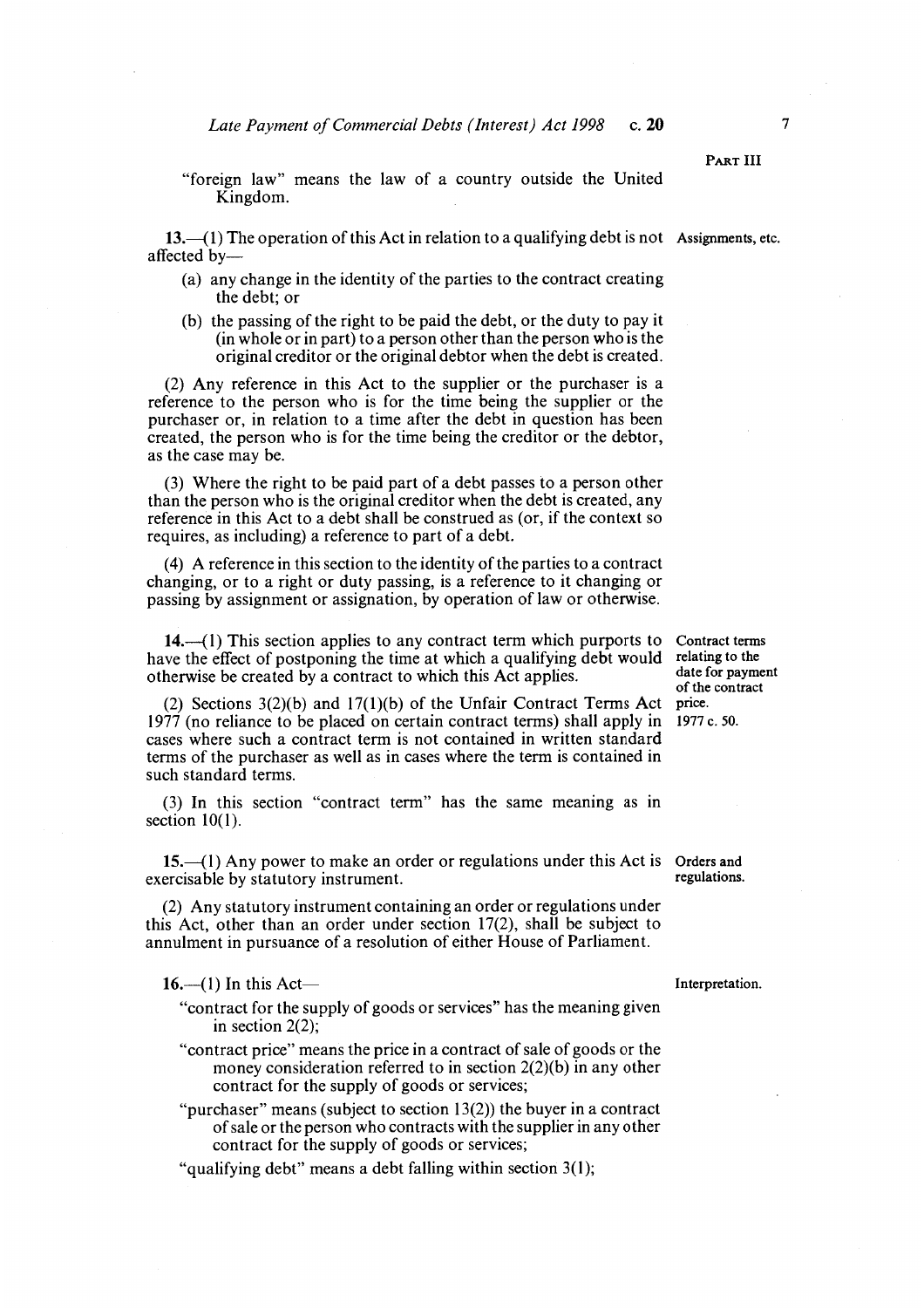"foreign law" means the law of a country outside the United Kingdom.

**Assignments, etc.**

**13.**—(1) The operation of this Act in relation to a qualifying debt is not affected by—

(a) any change in the identity of the parties to the contract creating the debt; or

(b) the passing of the right to be paid the debt, or the duty to pay it (in whole or in part) to a person other than the person who is the original creditor or the original debtor when the debt is created.

(2) Any reference in this Act to the supplier or the purchaser is a reference to the person who is for the time being the supplier or the purchaser or, in relation to a time after the debt in question has been created, the person who is for the time being the creditor or the debtor, as the case may be.

(3) Where the right to be paid part of a debt passes to a person other than the person who is the original creditor when the debt is created, any reference in this Act to a debt shall be construed as (or, if the context so requires, as including) a reference to part of a debt.

(4) A reference in this section to the identity of the parties to a contract changing, or to a right or duty passing, is a reference to it changing or passing by assignment or assignation, by operation of law or otherwise.

**Contract terms relating to the date for payment of the contract price.**

**14.**—(1) This section applies to any contract term which purports to have the effect of postponing the time at which a qualifying debt would otherwise be created by a contract to which this Act applies.

(2) Sections 3(2)(b) and 17(1)(b) of the Unfair Contract Terms Act 1977 (no reliance to be placed on certain contract terms) shall apply in cases where such a contract term is not contained in written standard terms of the purchaser as well as in cases where the term is contained in such standard terms.

1977 c. 50.

(3) In this section "contract term" has the same meaning as in section 10(1).

**Orders and regulations.**

**15.**—(1) Any power to make an order or regulations under this Act is exercisable by statutory instrument.

(2) Any statutory instrument containing an order or regulations under this Act, other than an order under section 17(2), shall be subject to annulment in pursuance of a resolution of either House of Parliament.

**Interpretation.**

**16.**—(1) In this Act—

"contract for the supply of goods or services" has the meaning given in section 2(2);

"contract price" means the price in a contract of sale of goods or the money consideration referred to in section 2(2)(b) in any other contract for the supply of goods or services;

"purchaser" means (subject to section 13(2)) the buyer in a contract of sale or the person who contracts with the supplier in any other contract for the supply of goods or services;

"qualifying debt" means a debt falling within section 3(1);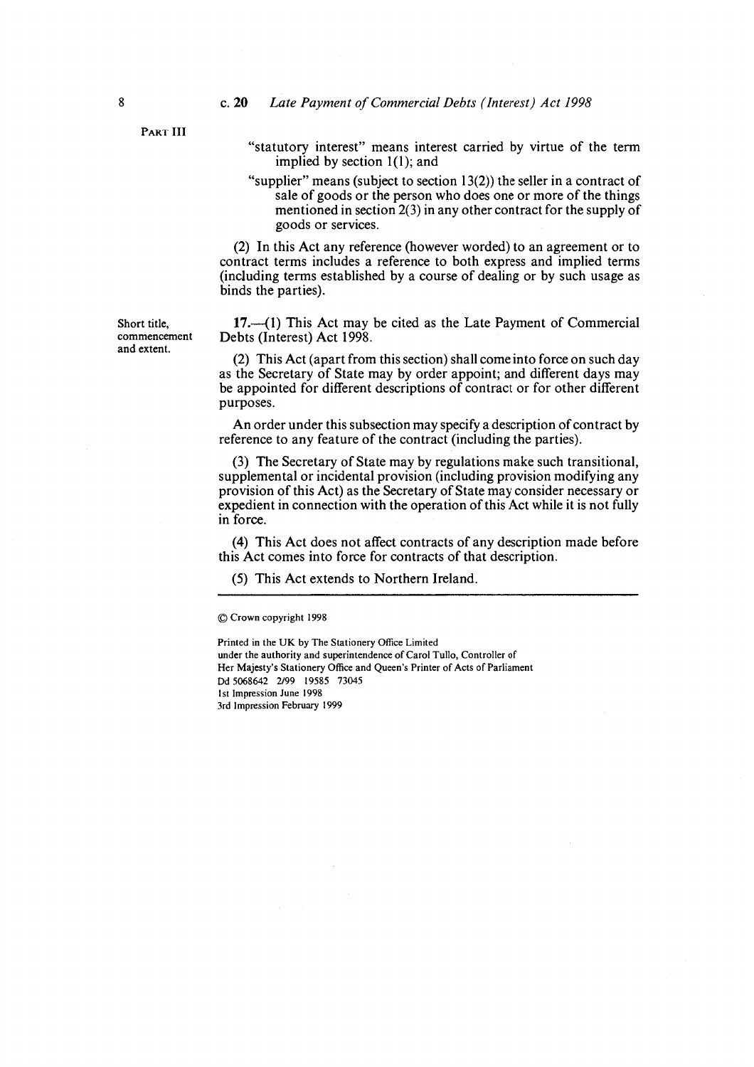PART III

"statutory interest" means interest carried by virtue of the term implied by section 1(1); and

"supplier" means (subject to section 13(2)) the seller in a contract of sale of goods or the person who does one or more of the things mentioned in section 2(3) in any other contract for the supply of goods or services.

(2) In this Act any reference (however worded) to an agreement or to contract terms includes a reference to both express and implied terms (including terms established by a course of dealing or by such usage as binds the parties).

Short title, commencement and extent.

**17.**—(1) This Act may be cited as the Late Payment of Commercial Debts (Interest) Act 1998.

(2) This Act (apart from this section) shall come into force on such day as the Secretary of State may by order appoint; and different days may be appointed for different descriptions of contract or for other different purposes.

An order under this subsection may specify a description of contract by reference to any feature of the contract (including the parties).

(3) The Secretary of State may by regulations make such transitional, supplemental or incidental provision (including provision modifying any provision of this Act) as the Secretary of State may consider necessary or expedient in connection with the operation of this Act while it is not fully in force.

(4) This Act does not affect contracts of any description made before this Act comes into force for contracts of that description.

(5) This Act extends to Northern Ireland.

---

© Crown copyright 1998

Printed in the UK by The Stationery Office Limited
under the authority and superintendence of Carol Tullo, Controller of
Her Majesty's Stationery Office and Queen's Printer of Acts of Parliament
Dd 5068642 2/99 19585 73045
1st Impression June 1998
3rd Impression February 1999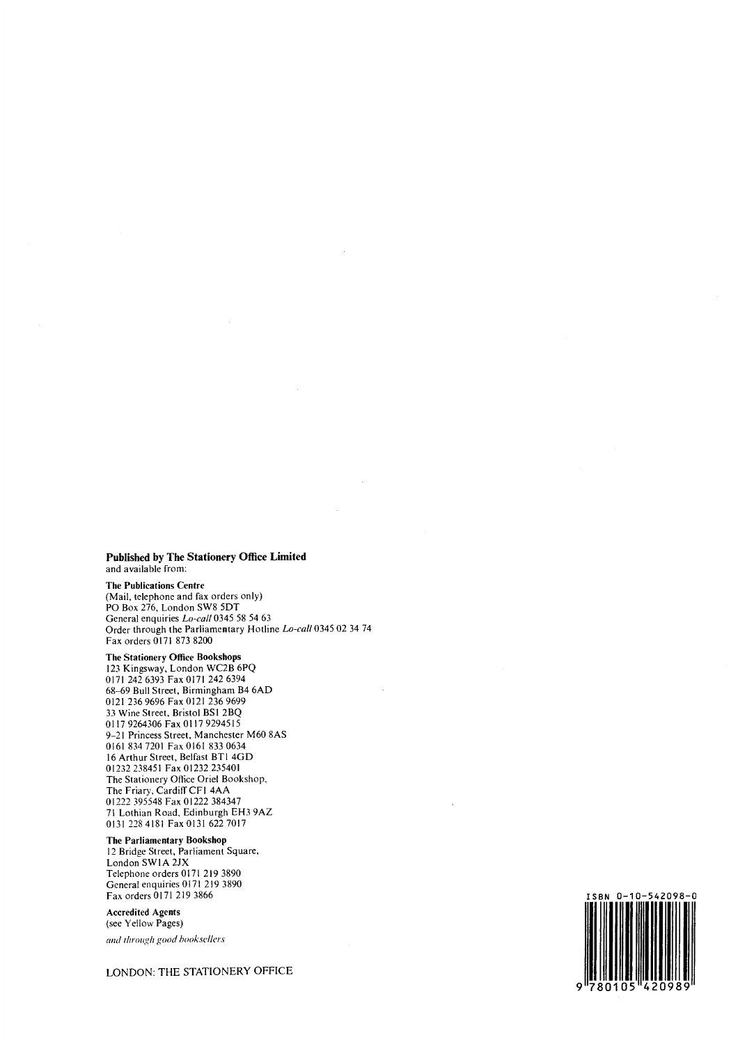**Published by The Stationery Office Limited**
and available from:

**The Publications Centre**
(Mail, telephone and fax orders only)
PO Box 276, London SW8 5DT
General enquiries *Lo-call* 0345 58 54 63
Order through the Parliamentary Hotline *Lo-call* 0345 02 34 74
Fax orders 0171 873 8200

**The Stationery Office Bookshops**
123 Kingsway, London WC2B 6PQ
0171 242 6393 Fax 0171 242 6394
68–69 Bull Street, Birmingham B4 6AD
0121 236 9696 Fax 0121 236 9699
33 Wine Street, Bristol BS1 2BQ
0117 9264306 Fax 0117 9294515
9–21 Princess Street, Manchester M60 8AS
0161 834 7201 Fax 0161 833 0634
16 Arthur Street, Belfast BT1 4GD
01232 238451 Fax 01232 235401
The Stationery Office Oriel Bookshop,
The Friary, Cardiff CF1 4AA
01222 395548 Fax 01222 384347
71 Lothian Road, Edinburgh EH3 9AZ
0131 228 4181 Fax 0131 622 7017

**The Parliamentary Bookshop**
12 Bridge Street, Parliament Square,
London SW1A 2JX
Telephone orders 0171 219 3890
General enquiries 0171 219 3890
Fax orders 0171 219 3866

**Accredited Agents**
(see Yellow Pages)

*and through good booksellers*

LONDON: THE STATIONERY OFFICE

ISBN 0-10-542098-0

9 780105 420989